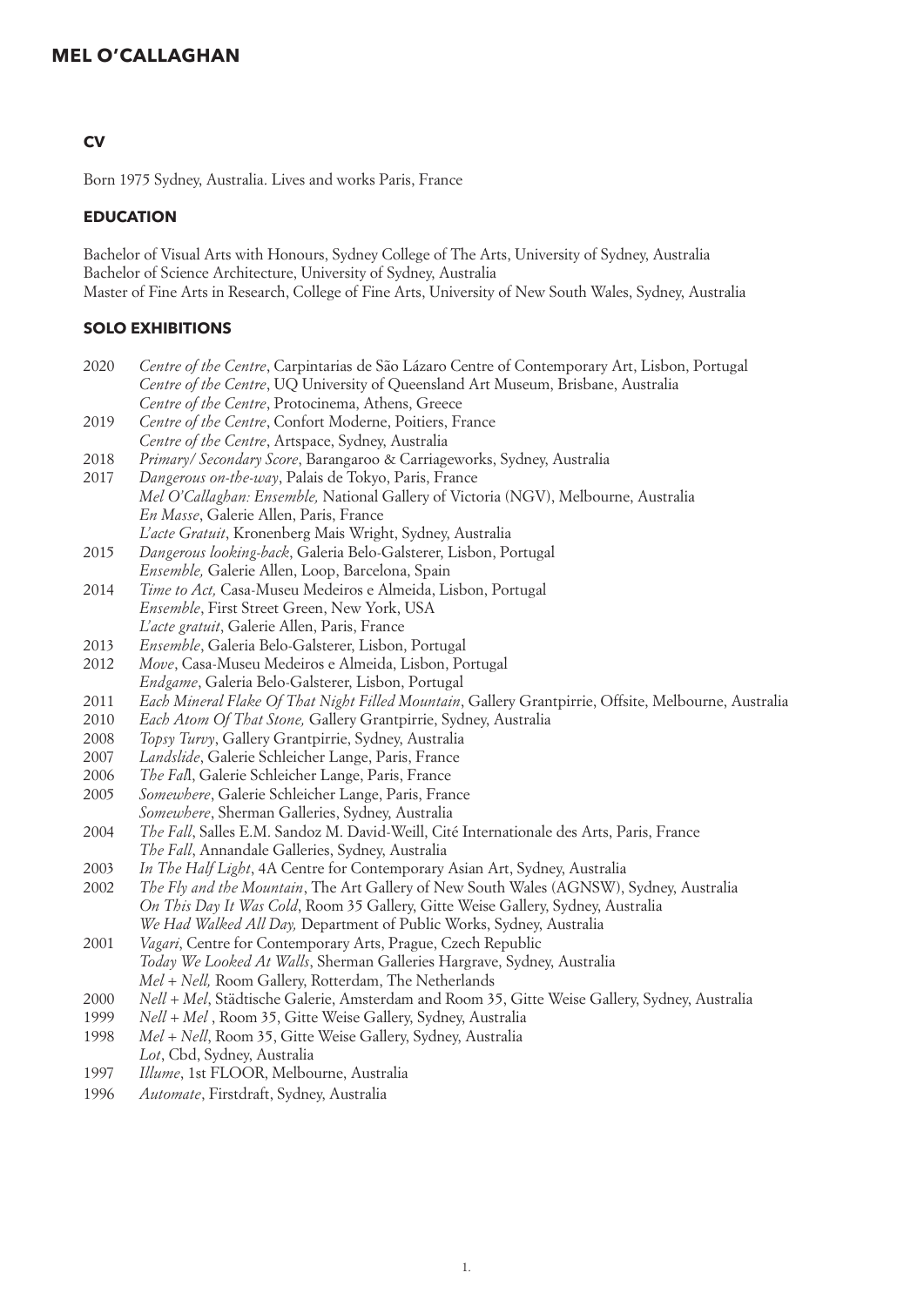# MEL O'CALLAGHAN

## CV

Born 1975 Sydney, Australia. Lives and works Paris, France

## EDUCATION

Bachelor of Visual Arts with Honours, Sydney College of The Arts, University of Sydney, Australia
Bachelor of Science Architecture, University of Sydney, Australia
Master of Fine Arts in Research, College of Fine Arts, University of New South Wales, Sydney, Australia

## SOLO EXHIBITIONS

2020 *Centre of the Centre*, Carpintarias de São Lázaro Centre of Contemporary Art, Lisbon, Portugal
*Centre of the Centre*, UQ University of Queensland Art Museum, Brisbane, Australia
*Centre of the Centre*, Protocinema, Athens, Greece

2019 *Centre of the Centre*, Confort Moderne, Poitiers, France
*Centre of the Centre*, Artspace, Sydney, Australia

2018 *Primary/ Secondary Score*, Barangaroo & Carriageworks, Sydney, Australia

2017 *Dangerous on-the-way*, Palais de Tokyo, Paris, France
*Mel O'Callaghan: Ensemble,* National Gallery of Victoria (NGV), Melbourne, Australia
*En Masse*, Galerie Allen, Paris, France
*L'acte Gratuit*, Kronenberg Mais Wright, Sydney, Australia

2015 *Dangerous looking-back*, Galeria Belo-Galsterer, Lisbon, Portugal
*Ensemble,* Galerie Allen, Loop, Barcelona, Spain

2014 *Time to Act,* Casa-Museu Medeiros e Almeida, Lisbon, Portugal
*Ensemble*, First Street Green, New York, USA
*L'acte gratuit*, Galerie Allen, Paris, France

2013 *Ensemble*, Galeria Belo-Galsterer, Lisbon, Portugal

2012 *Move*, Casa-Museu Medeiros e Almeida, Lisbon, Portugal
*Endgame*, Galeria Belo-Galsterer, Lisbon, Portugal

2011 *Each Mineral Flake Of That Night Filled Mountain*, Gallery Grantpirrie, Offsite, Melbourne, Australia

2010 *Each Atom Of That Stone,* Gallery Grantpirrie, Sydney, Australia

2008 *Topsy Turvy*, Gallery Grantpirrie, Sydney, Australia

2007 *Landslide*, Galerie Schleicher Lange, Paris, France

2006 *The Fal*l, Galerie Schleicher Lange, Paris, France

2005 *Somewhere*, Galerie Schleicher Lange, Paris, France
*Somewhere*, Sherman Galleries, Sydney, Australia

2004 *The Fall*, Salles E.M. Sandoz M. David-Weill, Cité Internationale des Arts, Paris, France
*The Fall*, Annandale Galleries, Sydney, Australia

2003 *In The Half Light*, 4A Centre for Contemporary Asian Art, Sydney, Australia

2002 *The Fly and the Mountain*, The Art Gallery of New South Wales (AGNSW), Sydney, Australia
*On This Day It Was Cold*, Room 35 Gallery, Gitte Weise Gallery, Sydney, Australia
*We Had Walked All Day,* Department of Public Works, Sydney, Australia

2001 *Vagari*, Centre for Contemporary Arts, Prague, Czech Republic
*Today We Looked At Walls*, Sherman Galleries Hargrave, Sydney, Australia
*Mel + Nell,* Room Gallery, Rotterdam, The Netherlands

2000 *Nell + Mel*, Städtische Galerie, Amsterdam and Room 35, Gitte Weise Gallery, Sydney, Australia

1999 *Nell + Mel* , Room 35, Gitte Weise Gallery, Sydney, Australia

1998 *Mel + Nell*, Room 35, Gitte Weise Gallery, Sydney, Australia
*Lot*, Cbd, Sydney, Australia

1997 *Illume*, 1st FLOOR, Melbourne, Australia

1996 *Automate*, Firstdraft, Sydney, Australia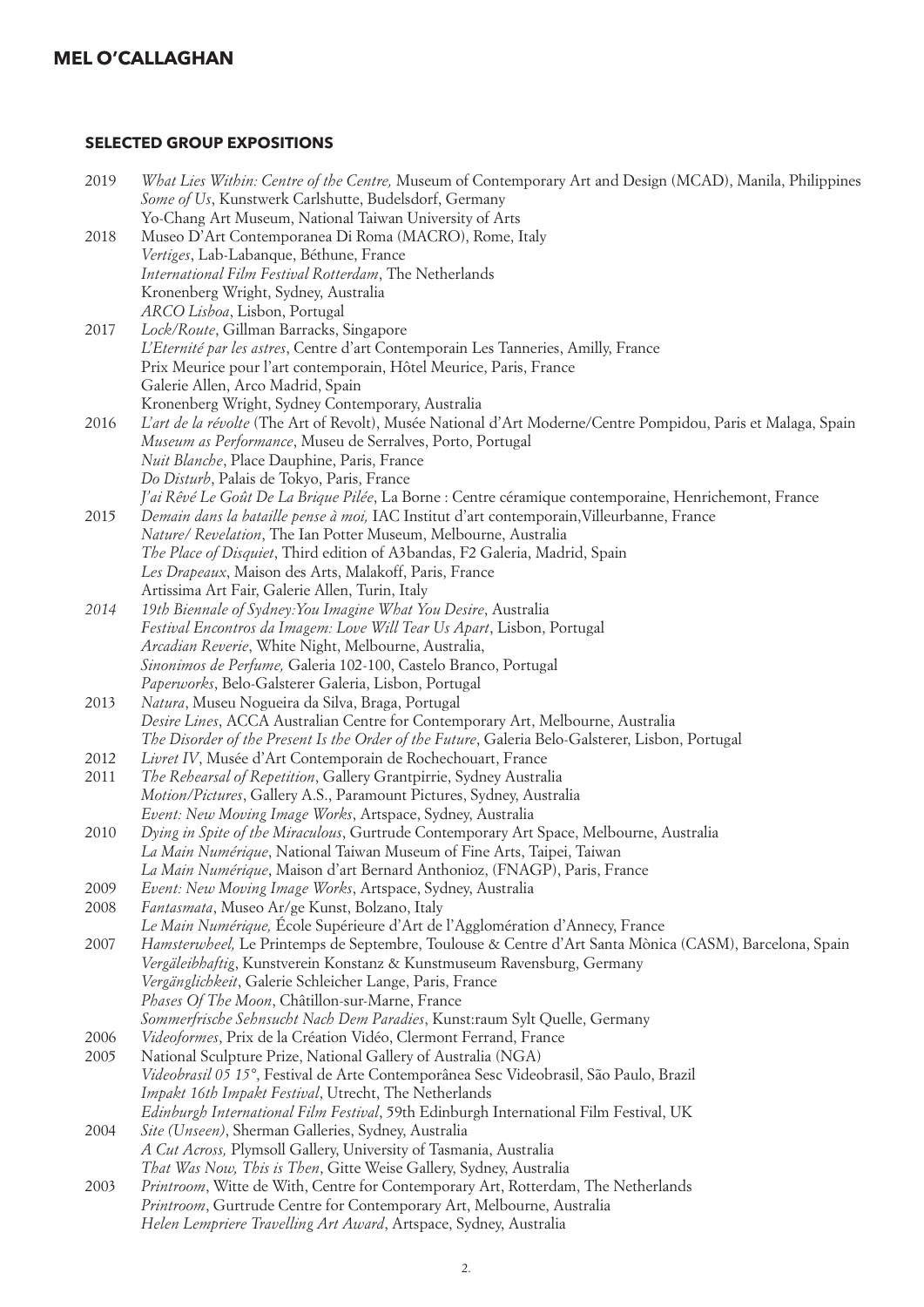## SELECTED GROUP EXPOSITIONS

2019 *What Lies Within: Centre of the Centre,* Museum of Contemporary Art and Design (MCAD), Manila, Philippines
*Some of Us*, Kunstwerk Carlshutte, Budelsdorf, Germany
Yo-Chang Art Museum, National Taiwan University of Arts

2018 Museo D'Art Contemporanea Di Roma (MACRO), Rome, Italy
*Vertiges*, Lab-Labanque, Béthune, France
*International Film Festival Rotterdam*, The Netherlands
Kronenberg Wright, Sydney, Australia
*ARCO Lisboa*, Lisbon, Portugal

2017 *Lock/Route*, Gillman Barracks, Singapore
*L'Eternité par les astres*, Centre d'art Contemporain Les Tanneries, Amilly, France
Prix Meurice pour l'art contemporain, Hôtel Meurice, Paris, France
Galerie Allen, Arco Madrid, Spain
Kronenberg Wright, Sydney Contemporary, Australia

2016 *L'art de la révolte* (The Art of Revolt), Musée National d'Art Moderne/Centre Pompidou, Paris et Malaga, Spain
*Museum as Performance*, Museu de Serralves, Porto, Portugal
*Nuit Blanche*, Place Dauphine, Paris, France
*Do Disturb*, Palais de Tokyo, Paris, France
*J'ai Rêvé Le Goût De La Brique Pilée*, La Borne : Centre céramique contemporaine, Henrichemont, France

2015 *Demain dans la bataille pense à moi,* IAC Institut d'art contemporain,Villeurbanne, France
*Nature/ Revelation*, The Ian Potter Museum, Melbourne, Australia
*The Place of Disquiet*, Third edition of A3bandas, F2 Galeria, Madrid, Spain
*Les Drapeaux*, Maison des Arts, Malakoff, Paris, France
Artissima Art Fair, Galerie Allen, Turin, Italy

*2014* *19th Biennale of Sydney:You Imagine What You Desire*, Australia
*Festival Encontros da Imagem: Love Will Tear Us Apart*, Lisbon, Portugal
*Arcadian Reverie*, White Night, Melbourne, Australia,
*Sinonimos de Perfume,* Galeria 102-100, Castelo Branco, Portugal
*Paperworks*, Belo-Galsterer Galeria, Lisbon, Portugal

2013 *Natura*, Museu Nogueira da Silva, Braga, Portugal
*Desire Lines*, ACCA Australian Centre for Contemporary Art, Melbourne, Australia
*The Disorder of the Present Is the Order of the Future*, Galeria Belo-Galsterer, Lisbon, Portugal

2012 *Livret IV*, Musée d'Art Contemporain de Rochechouart, France

2011 *The Rehearsal of Repetition*, Gallery Grantpirrie, Sydney Australia
*Motion/Pictures*, Gallery A.S., Paramount Pictures, Sydney, Australia
*Event: New Moving Image Works*, Artspace, Sydney, Australia

2010 *Dying in Spite of the Miraculous*, Gurtrude Contemporary Art Space, Melbourne, Australia
*La Main Numérique*, National Taiwan Museum of Fine Arts, Taipei, Taiwan
*La Main Numérique*, Maison d'art Bernard Anthonioz, (FNAGP), Paris, France

2009 *Event: New Moving Image Works*, Artspace, Sydney, Australia

2008 *Fantasmata*, Museo Ar/ge Kunst, Bolzano, Italy
*Le Main Numérique,* École Supérieure d'Art de l'Agglomération d'Annecy, France

2007 *Hamsterwheel,* Le Printemps de Septembre, Toulouse & Centre d'Art Santa Mònica (CASM), Barcelona, Spain
*Vergäleibhaftig*, Kunstverein Konstanz & Kunstmuseum Ravensburg, Germany
*Vergänglichkeit*, Galerie Schleicher Lange, Paris, France
*Phases Of The Moon*, Châtillon-sur-Marne, France
*Sommerfrische Sehnsucht Nach Dem Paradies*, Kunst:raum Sylt Quelle, Germany

2006 *Videoformes*, Prix de la Création Vidéo, Clermont Ferrand, France

2005 National Sculpture Prize, National Gallery of Australia (NGA)
*Videobrasil 05 15°*, Festival de Arte Contemporânea Sesc Videobrasil, São Paulo, Brazil
*Impakt 16th Impakt Festival*, Utrecht, The Netherlands
*Edinburgh International Film Festival*, 59th Edinburgh International Film Festival, UK

2004 *Site (Unseen)*, Sherman Galleries, Sydney, Australia
*A Cut Across,* Plymsoll Gallery, University of Tasmania, Australia
*That Was Now, This is Then*, Gitte Weise Gallery, Sydney, Australia

2003 *Printroom*, Witte de With, Centre for Contemporary Art, Rotterdam, The Netherlands
*Printroom*, Gurtrude Centre for Contemporary Art, Melbourne, Australia
*Helen Lempriere Travelling Art Award*, Artspace, Sydney, Australia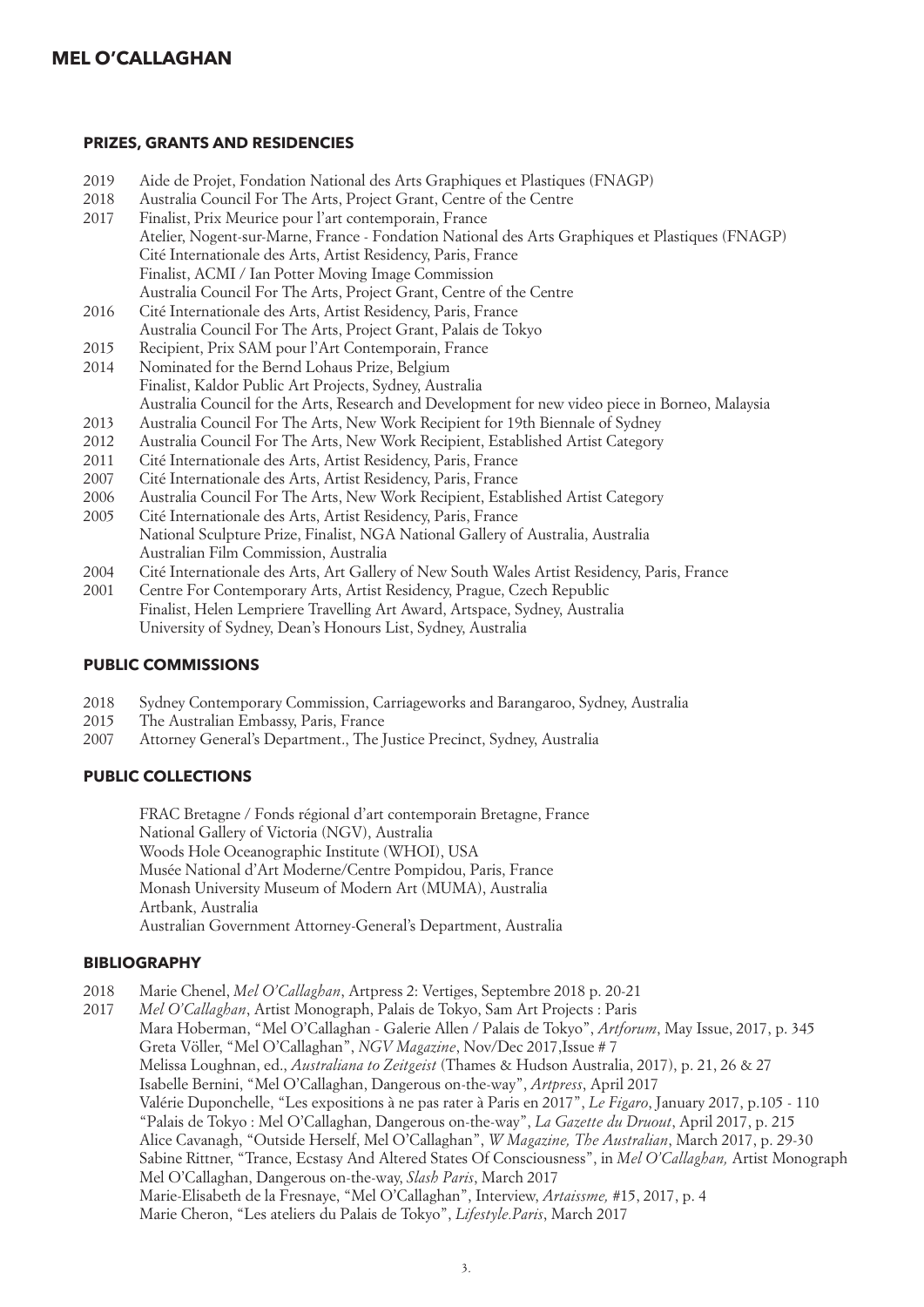## MEL O'CALLAGHAN

### PRIZES, GRANTS AND RESIDENCIES

2019 Aide de Projet, Fondation National des Arts Graphiques et Plastiques (FNAGP)
2018 Australia Council For The Arts, Project Grant, Centre of the Centre
2017 Finalist, Prix Meurice pour l'art contemporain, France
Atelier, Nogent-sur-Marne, France - Fondation National des Arts Graphiques et Plastiques (FNAGP)
Cité Internationale des Arts, Artist Residency, Paris, France
Finalist, ACMI / Ian Potter Moving Image Commission
Australia Council For The Arts, Project Grant, Centre of the Centre
2016 Cité Internationale des Arts, Artist Residency, Paris, France
Australia Council For The Arts, Project Grant, Palais de Tokyo
2015 Recipient, Prix SAM pour l'Art Contemporain, France
2014 Nominated for the Bernd Lohaus Prize, Belgium
Finalist, Kaldor Public Art Projects, Sydney, Australia
Australia Council for the Arts, Research and Development for new video piece in Borneo, Malaysia
2013 Australia Council For The Arts, New Work Recipient for 19th Biennale of Sydney
2012 Australia Council For The Arts, New Work Recipient, Established Artist Category
2011 Cité Internationale des Arts, Artist Residency, Paris, France
2007 Cité Internationale des Arts, Artist Residency, Paris, France
2006 Australia Council For The Arts, New Work Recipient, Established Artist Category
2005 Cité Internationale des Arts, Artist Residency, Paris, France
National Sculpture Prize, Finalist, NGA National Gallery of Australia, Australia
Australian Film Commission, Australia
2004 Cité Internationale des Arts, Art Gallery of New South Wales Artist Residency, Paris, France
2001 Centre For Contemporary Arts, Artist Residency, Prague, Czech Republic
Finalist, Helen Lempriere Travelling Art Award, Artspace, Sydney, Australia
University of Sydney, Dean's Honours List, Sydney, Australia

### PUBLIC COMMISSIONS

2018 Sydney Contemporary Commission, Carriageworks and Barangaroo, Sydney, Australia
2015 The Australian Embassy, Paris, France
2007 Attorney General's Department., The Justice Precinct, Sydney, Australia

### PUBLIC COLLECTIONS

FRAC Bretagne / Fonds régional d'art contemporain Bretagne, France
National Gallery of Victoria (NGV), Australia
Woods Hole Oceanographic Institute (WHOI), USA
Musée National d'Art Moderne/Centre Pompidou, Paris, France
Monash University Museum of Modern Art (MUMA), Australia
Artbank, Australia
Australian Government Attorney-General's Department, Australia

### BIBLIOGRAPHY

2018 Marie Chenel, *Mel O'Callaghan*, Artpress 2: Vertiges, Septembre 2018 p. 20-21
2017 *Mel O'Callaghan*, Artist Monograph, Palais de Tokyo, Sam Art Projects : Paris
Mara Hoberman, "Mel O'Callaghan - Galerie Allen / Palais de Tokyo", *Artforum*, May Issue, 2017, p. 345
Greta Völler, "Mel O'Callaghan", *NGV Magazine*, Nov/Dec 2017,Issue # 7
Melissa Loughnan, ed., *Australiana to Zeitgeist* (Thames & Hudson Australia, 2017), p. 21, 26 & 27
Isabelle Bernini, "Mel O'Callaghan, Dangerous on-the-way", *Artpress*, April 2017
Valérie Duponchelle, "Les expositions à ne pas rater à Paris en 2017", *Le Figaro*, January 2017, p.105 - 110
"Palais de Tokyo : Mel O'Callaghan, Dangerous on-the-way", *La Gazette du Druout*, April 2017, p. 215
Alice Cavanagh, "Outside Herself, Mel O'Callaghan", *W Magazine, The Australian*, March 2017, p. 29-30
Sabine Rittner, "Trance, Ecstasy And Altered States Of Consciousness", in *Mel O'Callaghan,* Artist Monograph
Mel O'Callaghan, Dangerous on-the-way, *Slash Paris*, March 2017
Marie-Elisabeth de la Fresnaye, "Mel O'Callaghan", Interview, *Artaissme,* #15, 2017, p. 4
Marie Cheron, "Les ateliers du Palais de Tokyo", *Lifestyle.Paris*, March 2017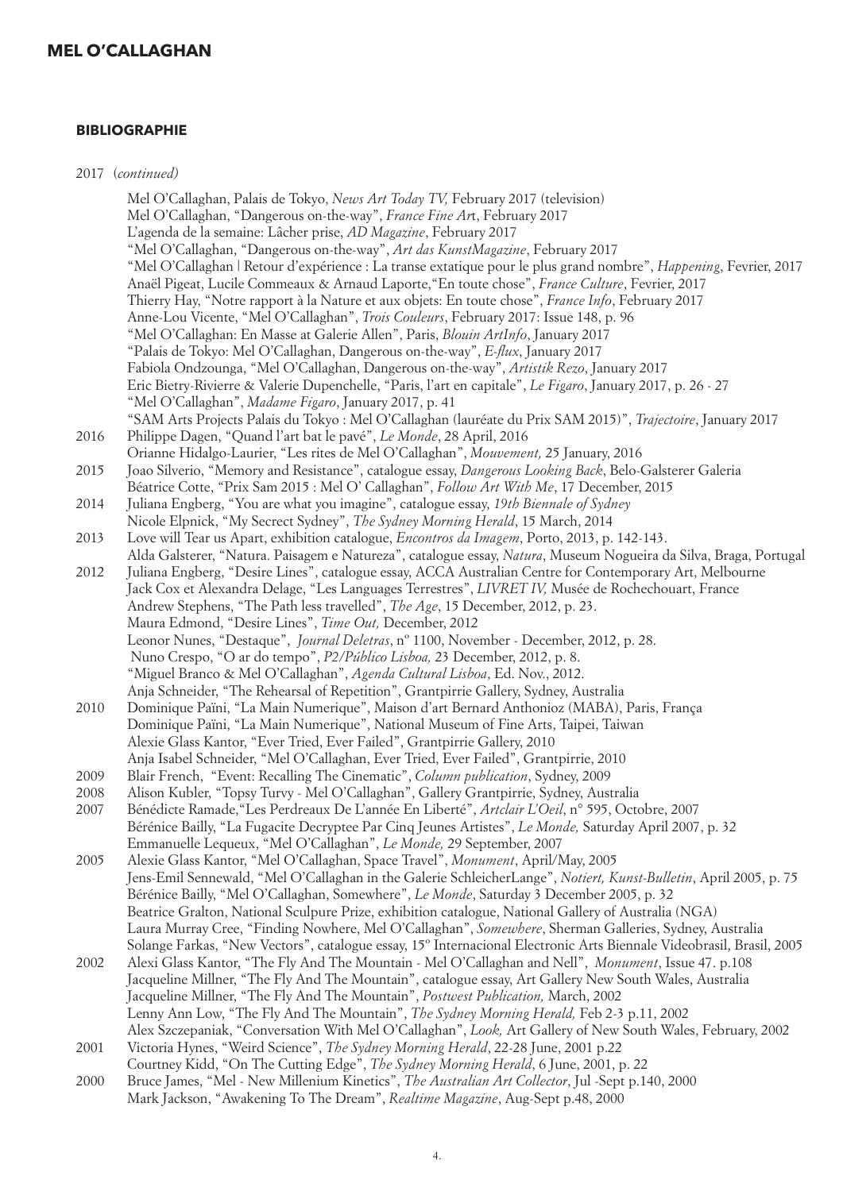**MEL O'CALLAGHAN**

**BIBLIOGRAPHIE**

2017 *(continued)*

Mel O'Callaghan, Palais de Tokyo, *News Art Today TV,* February 2017 (television)
Mel O'Callaghan, "Dangerous on-the-way", *France Fine Ar*t, February 2017
L'agenda de la semaine: Lâcher prise, *AD Magazine*, February 2017
"Mel O'Callaghan, "Dangerous on-the-way", *Art das KunstMagazine*, February 2017
"Mel O'Callaghan | Retour d'expérience : La transe extatique pour le plus grand nombre", *Happening*, Fevrier, 2017
Anaël Pigeat, Lucile Commeaux & Arnaud Laporte,"En toute chose", *France Culture*, Fevrier, 2017
Thierry Hay, "Notre rapport à la Nature et aux objets: En toute chose", *France Info*, February 2017
Anne-Lou Vicente, "Mel O'Callaghan", *Trois Couleurs*, February 2017: Issue 148, p. 96
"Mel O'Callaghan: En Masse at Galerie Allen", Paris, *Blouin ArtInfo*, January 2017
"Palais de Tokyo: Mel O'Callaghan, Dangerous on-the-way", *E-flux*, January 2017
Fabiola Ondzounga, "Mel O'Callaghan, Dangerous on-the-way", *Artistik Rezo*, January 2017
Eric Bietry-Rivierre & Valerie Dupenchelle, "Paris, l'art en capitale", *Le Figaro*, January 2017, p. 26 - 27
"Mel O'Callaghan", *Madame Figaro*, January 2017, p. 41
"SAM Arts Projects Palais du Tokyo : Mel O'Callaghan (lauréate du Prix SAM 2015)", *Trajectoire*, January 2017

2016 Philippe Dagen, "Quand l'art bat le pavé", *Le Monde*, 28 April, 2016
Orianne Hidalgo-Laurier, "Les rites de Mel O'Callaghan", *Mouvement,* 25 January, 2016

2015 Joao Silverio, "Memory and Resistance", catalogue essay, *Dangerous Looking Back*, Belo-Galsterer Galeria
Béatrice Cotte, "Prix Sam 2015 : Mel O' Callaghan", *Follow Art With Me*, 17 December, 2015

2014 Juliana Engberg, "You are what you imagine", catalogue essay, *19th Biennale of Sydney*
Nicole Elpnick, "My Secrect Sydney", *The Sydney Morning Herald*, 15 March, 2014

2013 Love will Tear us Apart, exhibition catalogue, *Encontros da Imagem*, Porto, 2013, p. 142-143.
Alda Galsterer, "Natura. Paisagem e Natureza", catalogue essay, *Natura*, Museum Nogueira da Silva, Braga, Portugal

2012 Juliana Engberg, "Desire Lines", catalogue essay, ACCA Australian Centre for Contemporary Art, Melbourne
Jack Cox et Alexandra Delage, "Les Languages Terrestres", *LIVRET IV,* Musée de Rochechouart, France
Andrew Stephens, "The Path less travelled", *The Age*, 15 December, 2012, p. 23.
Maura Edmond, "Desire Lines", *Time Out,* December, 2012
Leonor Nunes, "Destaque", *Journal Deletras*, nº 1100, November - December, 2012, p. 28.
Nuno Crespo, "O ar do tempo", *P2/Público Lisboa,* 23 December, 2012, p. 8.
"Miguel Branco & Mel O'Callaghan", *Agenda Cultural Lisboa*, Ed. Nov., 2012.
Anja Schneider, "The Rehearsal of Repetition", Grantpirrie Gallery, Sydney, Australia

2010 Dominique Païni, "La Main Numerique", Maison d'art Bernard Anthonioz (MABA), Paris, França
Dominique Païni, "La Main Numerique", National Museum of Fine Arts, Taipei, Taiwan
Alexie Glass Kantor, "Ever Tried, Ever Failed", Grantpirrie Gallery, 2010
Anja Isabel Schneider, "Mel O'Callaghan, Ever Tried, Ever Failed", Grantpirrie, 2010

2009 Blair French, "Event: Recalling The Cinematic", *Column publication*, Sydney, 2009

2008 Alison Kubler, "Topsy Turvy - Mel O'Callaghan", Gallery Grantpirrie, Sydney, Australia

2007 Bénédicte Ramade,"Les Perdreaux De L'année En Liberté", *Artclair L'Oeil*, n° 595, Octobre, 2007
Bérénice Bailly, "La Fugacite Decryptee Par Cinq Jeunes Artistes", *Le Monde,* Saturday April 2007, p. 32
Emmanuelle Lequeux, "Mel O'Callaghan", *Le Monde,* 29 September, 2007

2005 Alexie Glass Kantor, "Mel O'Callaghan, Space Travel", *Monument*, April/May, 2005
Jens-Emil Sennewald, "Mel O'Callaghan in the Galerie SchleicherLange", *Notiert, Kunst-Bulletin*, April 2005, p. 75
Bérénice Bailly, "Mel O'Callaghan, Somewhere", *Le Monde*, Saturday 3 December 2005, p. 32
Beatrice Gralton, National Sculpure Prize, exhibition catalogue, National Gallery of Australia (NGA)
Laura Murray Cree, "Finding Nowhere, Mel O'Callaghan", *Somewhere*, Sherman Galleries, Sydney, Australia
Solange Farkas, "New Vectors", catalogue essay, 15º Internacional Electronic Arts Biennale Videobrasil, Brasil, 2005

2002 Alexi Glass Kantor, "The Fly And The Mountain - Mel O'Callaghan and Nell", *Monument*, Issue 47. p.108
Jacqueline Millner, "The Fly And The Mountain", catalogue essay, Art Gallery New South Wales, Australia
Jacqueline Millner, "The Fly And The Mountain", *Postwest Publication,* March, 2002
Lenny Ann Low, "The Fly And The Mountain", *The Sydney Morning Herald,* Feb 2-3 p.11, 2002
Alex Szczepaniak, "Conversation With Mel O'Callaghan", *Look,* Art Gallery of New South Wales, February, 2002

2001 Victoria Hynes, "Weird Science", *The Sydney Morning Herald*, 22-28 June, 2001 p.22
Courtney Kidd, "On The Cutting Edge", *The Sydney Morning Herald*, 6 June, 2001, p. 22

2000 Bruce James, "Mel - New Millenium Kinetics", *The Australian Art Collector*, Jul -Sept p.140, 2000
Mark Jackson, "Awakening To The Dream", *Realtime Magazine*, Aug-Sept p.48, 2000